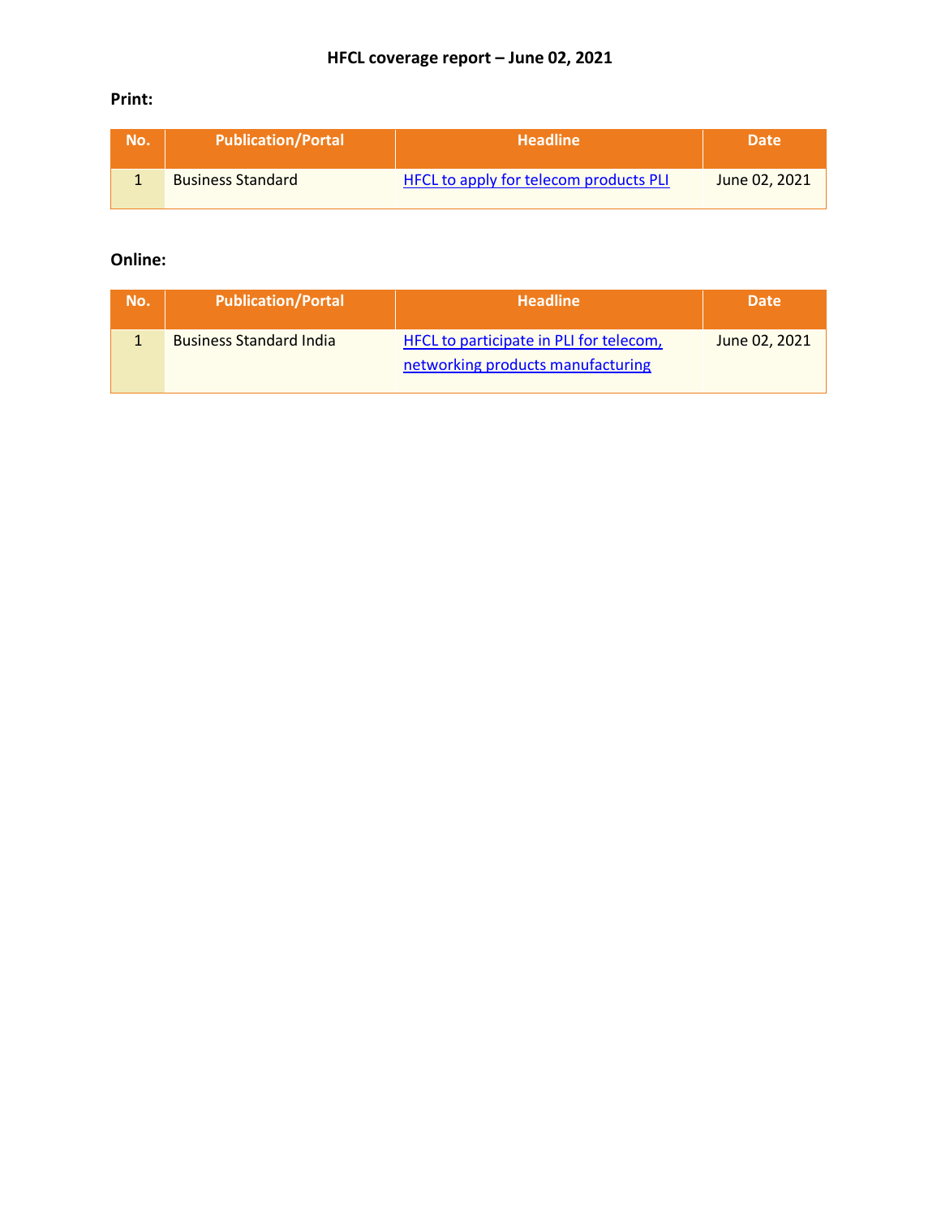# HFCL coverage report – June 02, 2021

**Print:**

| No. | Publication/Portal | Headline | Date |
|---|---|---|---|
| 1 | Business Standard | HFCL to apply for telecom products PLI | June 02, 2021 |

**Online:**

| No. | Publication/Portal | Headline | Date |
|---|---|---|---|
| 1 | Business Standard India | HFCL to participate in PLI for telecom, networking products manufacturing | June 02, 2021 |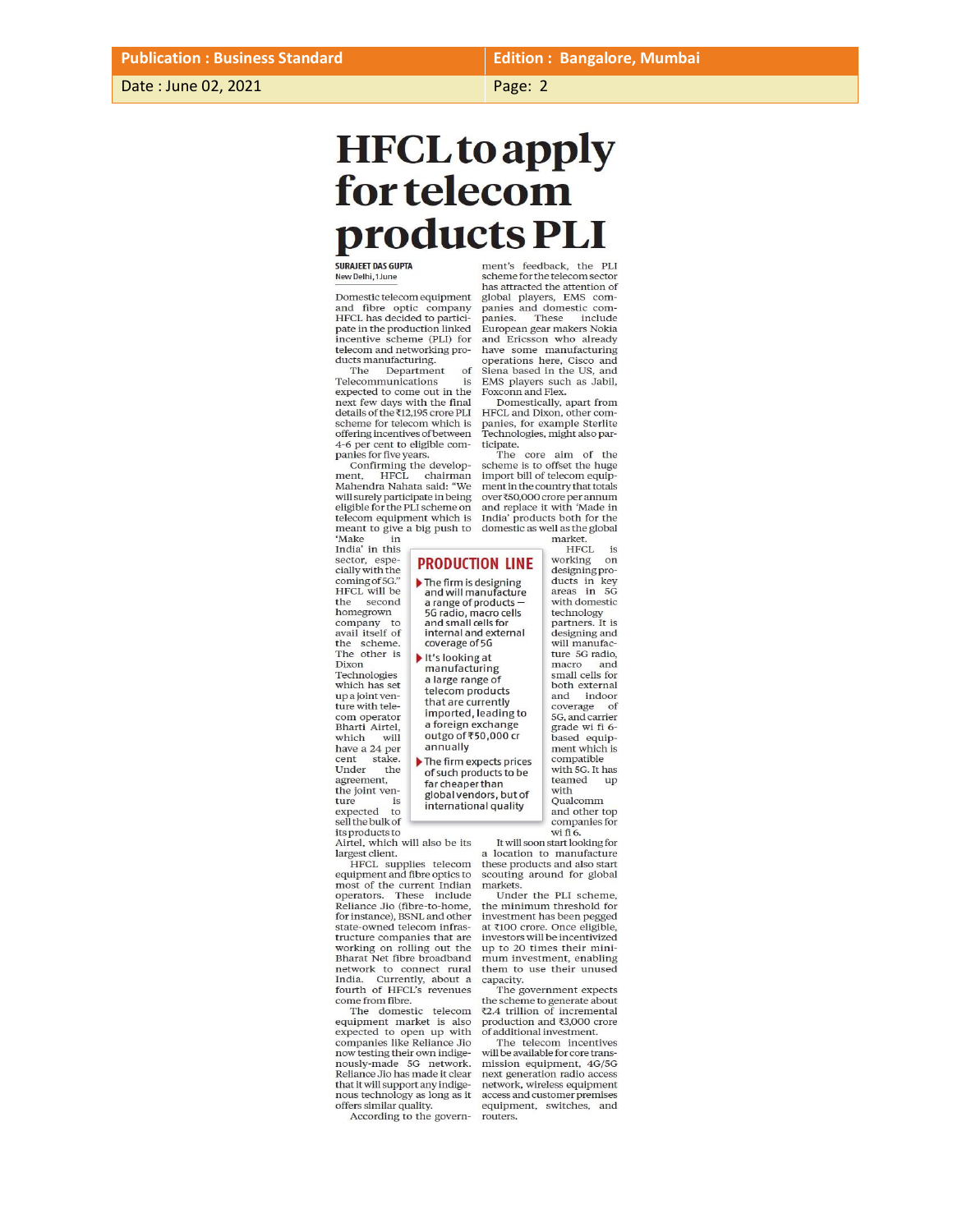| Publication : Business Standard | Edition : Bangalore, Mumbai |
| --- | --- |
| Date : June 02, 2021 | Page: 2 |

# HFCL to apply for telecom products PLI

**SURAJEET DAS GUPTA**
New Delhi, 1 June

Domestic telecom equipment and fibre optic company HFCL has decided to participate in the production linked incentive scheme (PLI) for telecom and networking products manufacturing.

The Department of Telecommunications is expected to come out in the next few days with the final details of the ₹12,195 crore PLI scheme for telecom which is offering incentives of between 4-6 per cent to eligible companies for five years.

Confirming the development, HFCL chairman Mahendra Nahata said: "We will surely participate in being eligible for the PLI scheme on telecom equipment which is meant to give a big push to 'Make in India' in this sector, especially with the coming of 5G."

HFCL will be the second homegrown company to avail itself of the scheme. The other is Dixon Technologies which has set up a joint venture with telecom operator Bharti Airtel, which will have a 24 per cent stake. Under the agreement, the joint venture is expected to sell the bulk of its products to Airtel, which will also be its largest client.

HFCL supplies telecom equipment and fibre optics to most of the current Indian operators. These include Reliance Jio (fibre-to-home, for instance), BSNL and other state-owned telecom infrastructure companies that are working on rolling out the Bharat Net fibre broadband network to connect rural India. Currently, about a fourth of HFCL's revenues come from fibre.

The domestic telecom equipment market is also expected to open up with companies like Reliance Jio now testing their own indigenously-made 5G network. Reliance Jio has made it clear that it will support any indigenous technology as long as it offers similar quality.

According to the government's feedback, the PLI scheme for the telecom sector has attracted the attention of global players, EMS companies and domestic companies. These include European gear makers Nokia and Ericsson who already have some manufacturing operations here, Cisco and Siena based in the US, and EMS players such as Jabil, Foxconn and Flex.

Domestically, apart from HFCL and Dixon, other companies, for example Sterlite Technologies, might also participate.

The core aim of the scheme is to offset the huge import bill of telecom equipment in the country that totals over ₹50,000 crore per annum and replace it with 'Made in India' products both for the domestic as well as the global market.

HFCL is working on designing products in key areas in 5G with domestic technology partners. It is designing and will manufacture 5G radio, macro and small cells for both external and indoor coverage of 5G, and carrier grade wi fi 6-based equipment which is compatible with 5G. It has teamed up with Qualcomm and other top companies for wi fi 6.

It will soon start looking for a location to manufacture these products and also start scouting around for global markets.

Under the PLI scheme, the minimum threshold for investment has been pegged at ₹100 crore. Once eligible, investors will be incentivized up to 20 times their minimum investment, enabling them to use their unused capacity.

The government expects the scheme to generate about ₹2.4 trillion of incremental production and ₹3,000 crore of additional investment.

The telecom incentives will be available for core transmission equipment, 4G/5G next generation radio access network, wireless equipment access and customer premises equipment, switches, and routers.

## PRODUCTION LINE

- The firm is designing and will manufacture a range of products — 5G radio, macro cells and small cells for internal and external coverage of 5G
- It's looking at manufacturing a large range of telecom products that are currently imported, leading to a foreign exchange outgo of ₹50,000 cr annually
- The firm expects prices of such products to be far cheaper than global vendors, but of international quality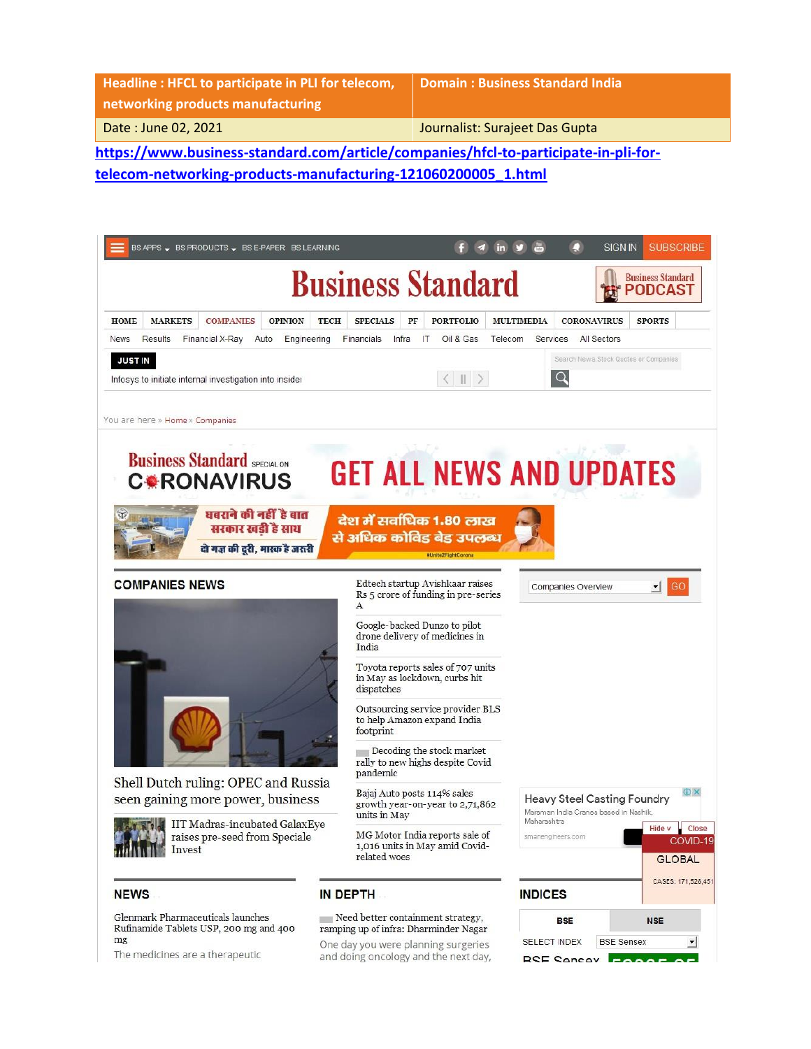| Headline : HFCL to participate in PLI for telecom, networking products manufacturing | Domain : Business Standard India |
| --- | --- |
| Date : June 02, 2021 | Journalist: Surajeet Das Gupta |

https://www.business-standard.com/article/companies/hfcl-to-participate-in-pli-for-telecom-networking-products-manufacturing-121060200005_1.html

BS APPS BS PRODUCTS BS E-PAPER BS LEARNING SIGN IN SUBSCRIBE

# Business Standard

Business Standard PODCAST

HOME | MARKETS | COMPANIES | OPINION | TECH | SPECIALS | PF | PORTFOLIO | MULTIMEDIA | CORONAVIRUS | SPORTS

News | Results | Financial X-Ray | Auto | Engineering | Financials | Infra | IT | Oil & Gas | Telecom | Services | All Sectors

JUST IN

Infosys to initiate internal investigation into insider

Search News, Stock Quotes or Companies

You are here » Home » Companies

Business Standard SPECIAL ON CORONAVIRUS — GET ALL NEWS AND UPDATES

घबराने की नहीं है बात सरकार खड़ी है साथ
दो गज़ की दूरी, मास्क है जरूरी
देश में सर्वाधिक 1.80 लाख से अधिक कोविड बेड उपलब्ध
#Unite2FightCorona

## COMPANIES NEWS

Shell Dutch ruling: OPEC and Russia seen gaining more power, business

IIT Madras-incubated GalaxEye raises pre-seed from Speciale Invest

- Edtech startup Avishkaar raises Rs 5 crore of funding in pre-series A
- Google-backed Dunzo to pilot drone delivery of medicines in India
- Toyota reports sales of 707 units in May as lockdown, curbs hit dispatches
- Outsourcing service provider BLS to help Amazon expand India footprint
- Decoding the stock market rally to new highs despite Covid pandemic
- Bajaj Auto posts 114% sales growth year-on-year to 2,71,862 units in May
- MG Motor India reports sale of 1,016 units in May amid Covid-related woes

Companies Overview GO

Heavy Steel Casting Foundry
Marsman India Cranes based in Nashik, Maharashtra
smarengineers.com

COVID-19 GLOBAL CASES: 171,528,451

## NEWS

Glenmark Pharmaceuticals launches Rufinamide Tablets USP, 200 mg and 400 mg

The medicines are a therapeutic

## IN DEPTH

Need better containment strategy, ramping up of infra: Dharminder Nagar

One day you were planning surgeries and doing oncology and the next day,

## INDICES

| BSE | NSE |
| --- | --- |

SELECT INDEX: BSE Sensex

BSE Sensex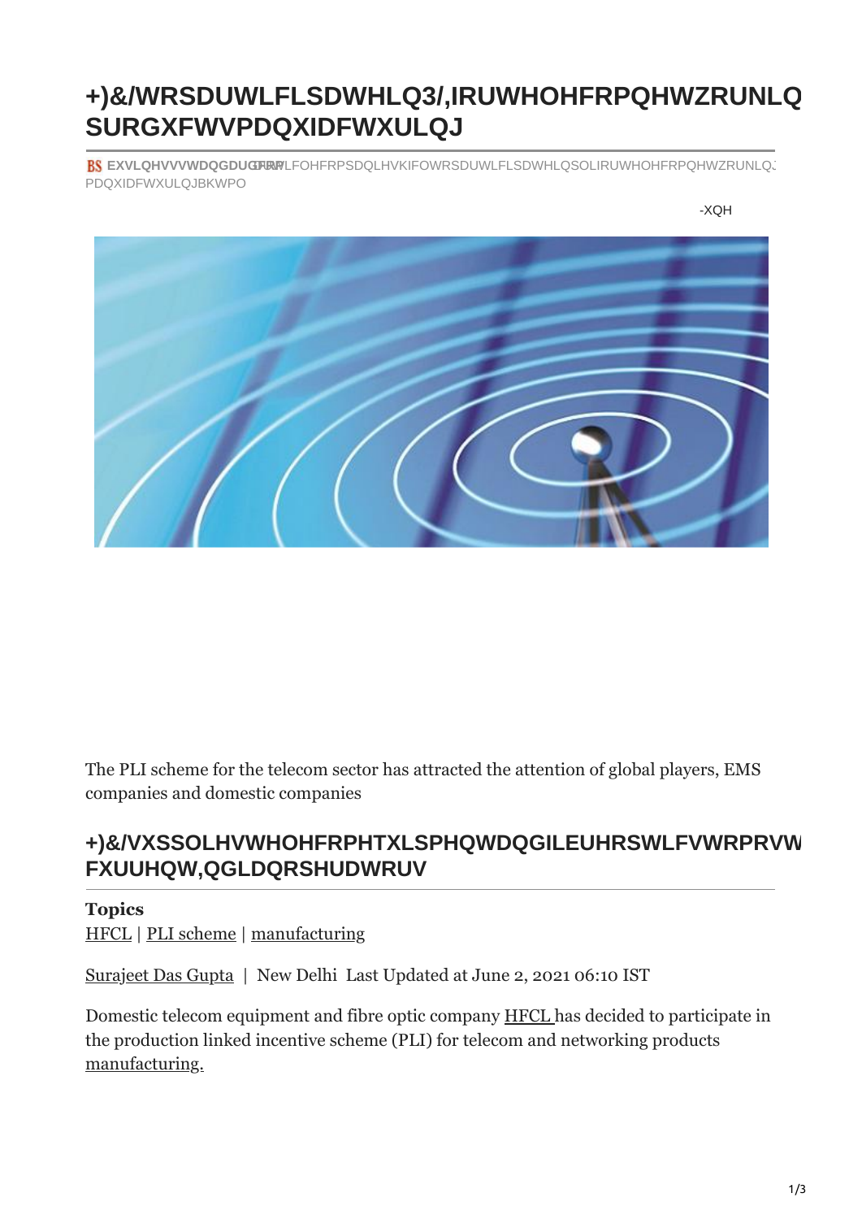# +)&/WRSDUWLFLSDWHLQ3/,IRUWHOHFRPQHWZRUNLQ SURGXFWVPDQXIDFWXULQJ

BS **EXVLQHVVVWDQGDUGFRP** FRPLFOHFRPSDQLHVKIFOWRSDUWLFLSDWHLQSOLIRUWHOHFRPQHWZRUNLQJ PDQXIDFWXULQJBKWPO

-XQH

The PLI scheme for the telecom sector has attracted the attention of global players, EMS companies and domestic companies

## +)&/VXSSOLHVWHOHFRPHTXLSPHQWDQGILEUHRSWLFVWRPRVW FXUUHQW,QGLDQRSHUDWRUV

**Topics**
HFCL | PLI scheme | manufacturing

Surajeet Das Gupta | New Delhi Last Updated at June 2, 2021 06:10 IST

Domestic telecom equipment and fibre optic company HFCL has decided to participate in the production linked incentive scheme (PLI) for telecom and networking products manufacturing.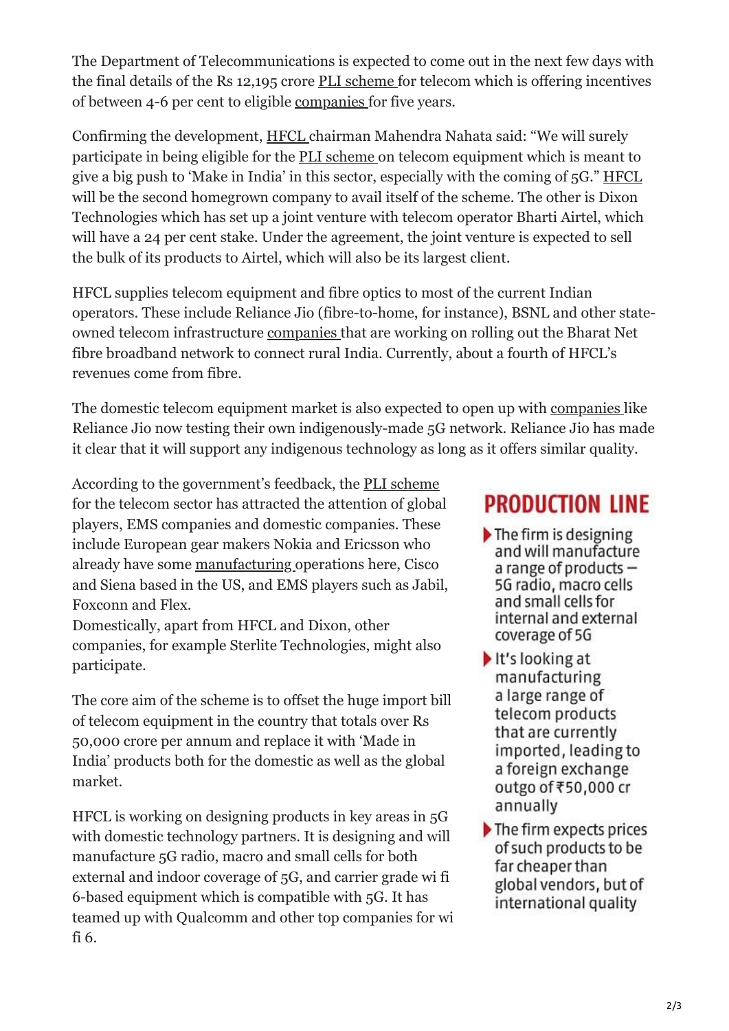The Department of Telecommunications is expected to come out in the next few days with the final details of the Rs 12,195 crore PLI scheme for telecom which is offering incentives of between 4-6 per cent to eligible companies for five years.

Confirming the development, HFCL chairman Mahendra Nahata said: "We will surely participate in being eligible for the PLI scheme on telecom equipment which is meant to give a big push to 'Make in India' in this sector, especially with the coming of 5G." HFCL will be the second homegrown company to avail itself of the scheme. The other is Dixon Technologies which has set up a joint venture with telecom operator Bharti Airtel, which will have a 24 per cent stake. Under the agreement, the joint venture is expected to sell the bulk of its products to Airtel, which will also be its largest client.

HFCL supplies telecom equipment and fibre optics to most of the current Indian operators. These include Reliance Jio (fibre-to-home, for instance), BSNL and other state-owned telecom infrastructure companies that are working on rolling out the Bharat Net fibre broadband network to connect rural India. Currently, about a fourth of HFCL's revenues come from fibre.

The domestic telecom equipment market is also expected to open up with companies like Reliance Jio now testing their own indigenously-made 5G network. Reliance Jio has made it clear that it will support any indigenous technology as long as it offers similar quality.

According to the government's feedback, the PLI scheme for the telecom sector has attracted the attention of global players, EMS companies and domestic companies. These include European gear makers Nokia and Ericsson who already have some manufacturing operations here, Cisco and Siena based in the US, and EMS players such as Jabil, Foxconn and Flex.

Domestically, apart from HFCL and Dixon, other companies, for example Sterlite Technologies, might also participate.

The core aim of the scheme is to offset the huge import bill of telecom equipment in the country that totals over Rs 50,000 crore per annum and replace it with 'Made in India' products both for the domestic as well as the global market.

HFCL is working on designing products in key areas in 5G with domestic technology partners. It is designing and will manufacture 5G radio, macro and small cells for both external and indoor coverage of 5G, and carrier grade wi fi 6-based equipment which is compatible with 5G. It has teamed up with Qualcomm and other top companies for wi fi 6.

## PRODUCTION LINE

- The firm is designing and will manufacture a range of products – 5G radio, macro cells and small cells for internal and external coverage of 5G
- It's looking at manufacturing a large range of telecom products that are currently imported, leading to a foreign exchange outgo of ₹50,000 cr annually
- The firm expects prices of such products to be far cheaper than global vendors, but of international quality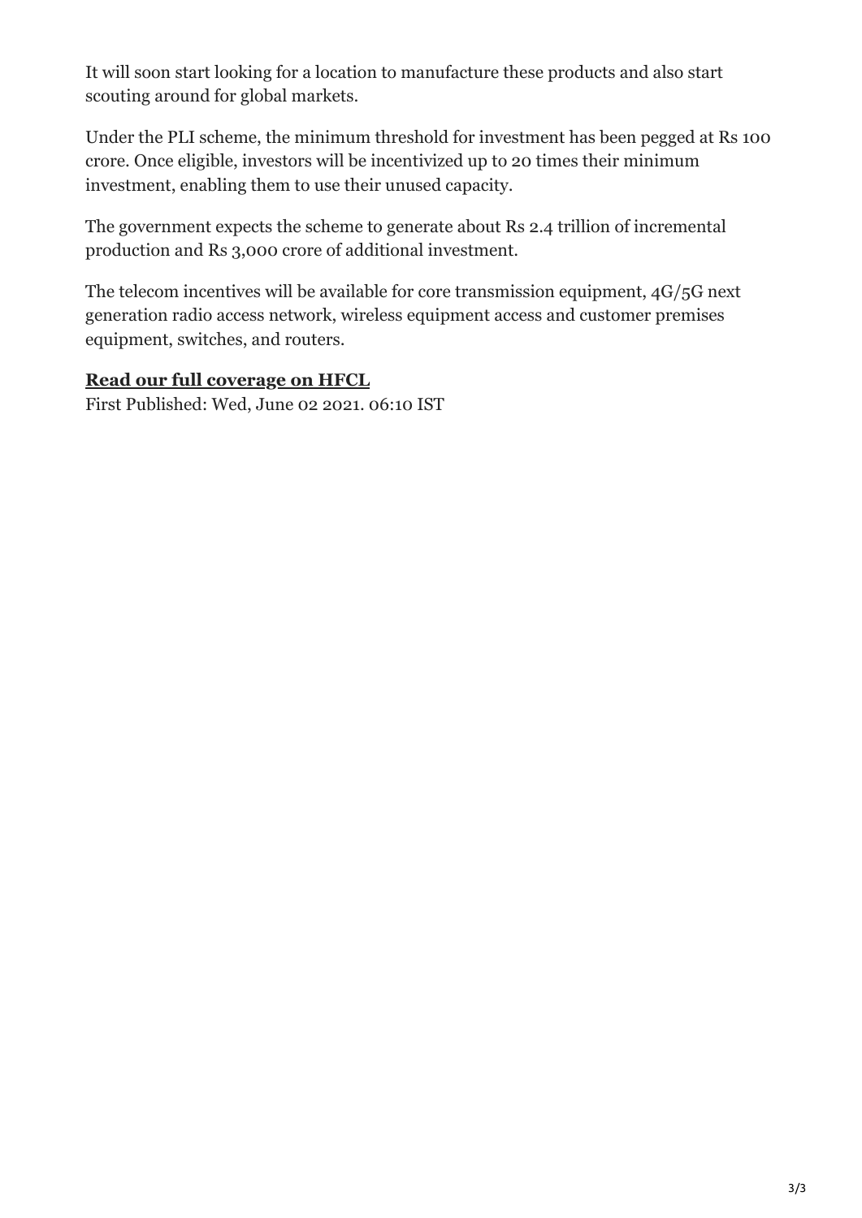It will soon start looking for a location to manufacture these products and also start scouting around for global markets.

Under the PLI scheme, the minimum threshold for investment has been pegged at Rs 100 crore. Once eligible, investors will be incentivized up to 20 times their minimum investment, enabling them to use their unused capacity.

The government expects the scheme to generate about Rs 2.4 trillion of incremental production and Rs 3,000 crore of additional investment.

The telecom incentives will be available for core transmission equipment, 4G/5G next generation radio access network, wireless equipment access and customer premises equipment, switches, and routers.

**Read our full coverage on HFCL**

First Published: Wed, June 02 2021. 06:10 IST